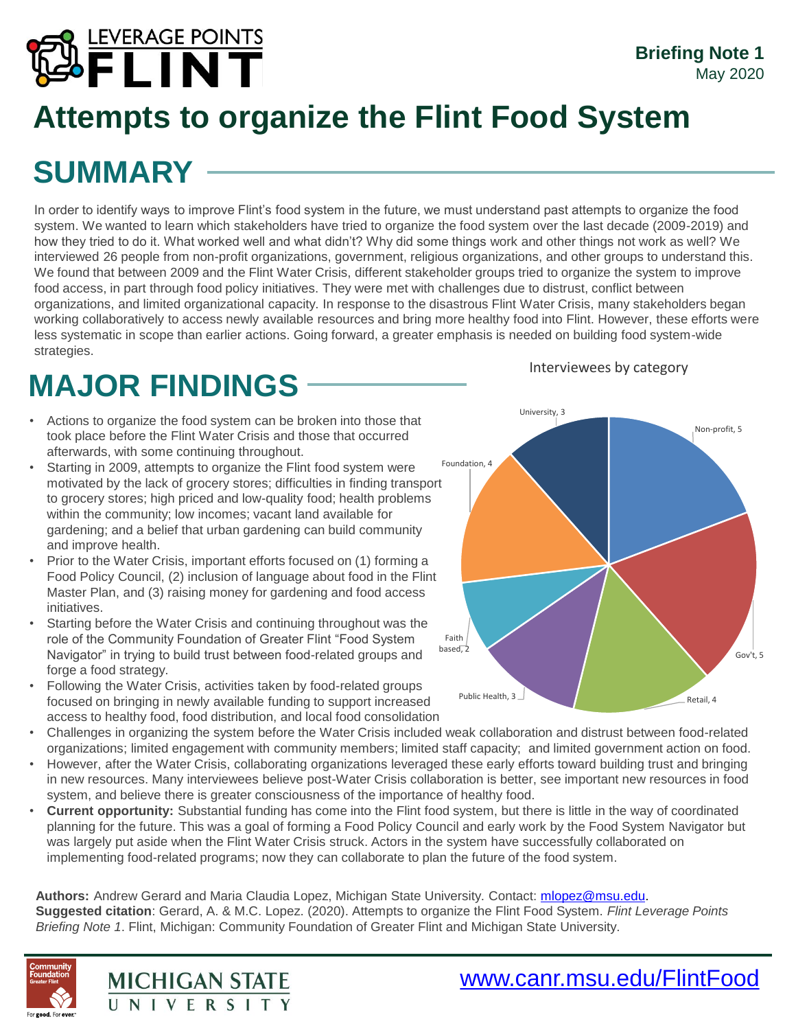LEVERAGE POINTS FLINT

**Briefing Note 1**
May 2020

# Attempts to organize the Flint Food System

## SUMMARY

In order to identify ways to improve Flint's food system in the future, we must understand past attempts to organize the food system. We wanted to learn which stakeholders have tried to organize the food system over the last decade (2009-2019) and how they tried to do it. What worked well and what didn't? Why did some things work and other things not work as well? We interviewed 26 people from non-profit organizations, government, religious organizations, and other groups to understand this. We found that between 2009 and the Flint Water Crisis, different stakeholder groups tried to organize the system to improve food access, in part through food policy initiatives. They were met with challenges due to distrust, conflict between organizations, and limited organizational capacity. In response to the disastrous Flint Water Crisis, many stakeholders began working collaboratively to access newly available resources and bring more healthy food into Flint. However, these efforts were less systematic in scope than earlier actions. Going forward, a greater emphasis is needed on building food system-wide strategies.

## MAJOR FINDINGS

Interviewees by category

| Category | Number |
|---|---|
| Non-profit | 5 |
| Gov't | 5 |
| Retail | 4 |
| Public Health | 3 |
| Faith based | 2 |
| Foundation | 4 |
| University | 3 |

- Actions to organize the food system can be broken into those that took place before the Flint Water Crisis and those that occurred afterwards, with some continuing throughout.
- Starting in 2009, attempts to organize the Flint food system were motivated by the lack of grocery stores; difficulties in finding transport to grocery stores; high priced and low-quality food; health problems within the community; low incomes; vacant land available for gardening; and a belief that urban gardening can build community and improve health.
- Prior to the Water Crisis, important efforts focused on (1) forming a Food Policy Council, (2) inclusion of language about food in the Flint Master Plan, and (3) raising money for gardening and food access initiatives.
- Starting before the Water Crisis and continuing throughout was the role of the Community Foundation of Greater Flint "Food System Navigator" in trying to build trust between food-related groups and forge a food strategy.
- Following the Water Crisis, activities taken by food-related groups focused on bringing in newly available funding to support increased access to healthy food, food distribution, and local food consolidation
- Challenges in organizing the system before the Water Crisis included weak collaboration and distrust between food-related organizations; limited engagement with community members; limited staff capacity; and limited government action on food.
- However, after the Water Crisis, collaborating organizations leveraged these early efforts toward building trust and bringing in new resources. Many interviewees believe post-Water Crisis collaboration is better, see important new resources in food system, and believe there is greater consciousness of the importance of healthy food.
- **Current opportunity:** Substantial funding has come into the Flint food system, but there is little in the way of coordinated planning for the future. This was a goal of forming a Food Policy Council and early work by the Food System Navigator but was largely put aside when the Flint Water Crisis struck. Actors in the system have successfully collaborated on implementing food-related programs; now they can collaborate to plan the future of the food system.

**Authors:** Andrew Gerard and Maria Claudia Lopez, Michigan State University. Contact: mlopez@msu.edu.
**Suggested citation**: Gerard, A. & M.C. Lopez. (2020). Attempts to organize the Flint Food System. *Flint Leverage Points Briefing Note 1*. Flint, Michigan: Community Foundation of Greater Flint and Michigan State University.

Community Foundation Greater Flint — For good. For ever.
MICHIGAN STATE UNIVERSITY

www.canr.msu.edu/FlintFood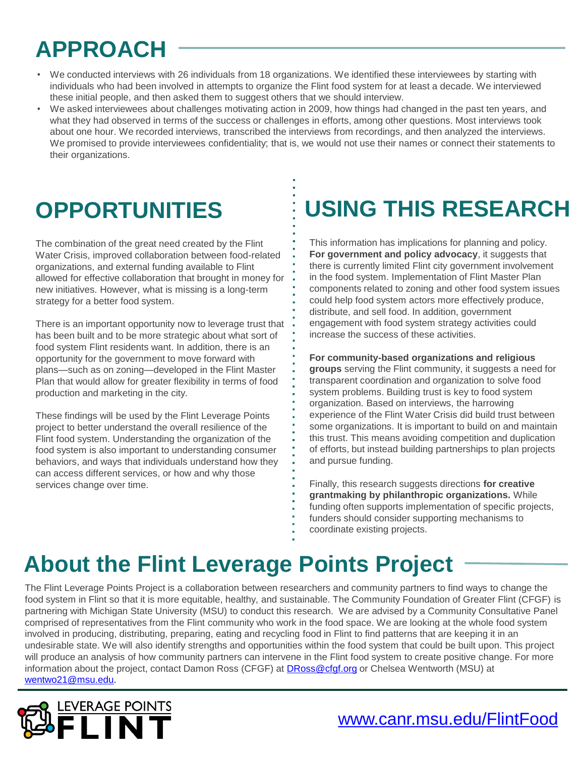# APPROACH

- We conducted interviews with 26 individuals from 18 organizations. We identified these interviewees by starting with individuals who had been involved in attempts to organize the Flint food system for at least a decade. We interviewed these initial people, and then asked them to suggest others that we should interview.
- We asked interviewees about challenges motivating action in 2009, how things had changed in the past ten years, and what they had observed in terms of the success or challenges in efforts, among other questions. Most interviews took about one hour. We recorded interviews, transcribed the interviews from recordings, and then analyzed the interviews. We promised to provide interviewees confidentiality; that is, we would not use their names or connect their statements to their organizations.

# OPPORTUNITIES

The combination of the great need created by the Flint Water Crisis, improved collaboration between food-related organizations, and external funding available to Flint allowed for effective collaboration that brought in money for new initiatives. However, what is missing is a long-term strategy for a better food system.

There is an important opportunity now to leverage trust that has been built and to be more strategic about what sort of food system Flint residents want. In addition, there is an opportunity for the government to move forward with plans—such as on zoning—developed in the Flint Master Plan that would allow for greater flexibility in terms of food production and marketing in the city.

These findings will be used by the Flint Leverage Points project to better understand the overall resilience of the Flint food system. Understanding the organization of the food system is also important to understanding consumer behaviors, and ways that individuals understand how they can access different services, or how and why those services change over time.

# USING THIS RESEARCH

This information has implications for planning and policy. **For government and policy advocacy**, it suggests that there is currently limited Flint city government involvement in the food system. Implementation of Flint Master Plan components related to zoning and other food system issues could help food system actors more effectively produce, distribute, and sell food. In addition, government engagement with food system strategy activities could increase the success of these activities.

**For community-based organizations and religious groups** serving the Flint community, it suggests a need for transparent coordination and organization to solve food system problems. Building trust is key to food system organization. Based on interviews, the harrowing experience of the Flint Water Crisis did build trust between some organizations. It is important to build on and maintain this trust. This means avoiding competition and duplication of efforts, but instead building partnerships to plan projects and pursue funding.

Finally, this research suggests directions **for creative grantmaking by philanthropic organizations.** While funding often supports implementation of specific projects, funders should consider supporting mechanisms to coordinate existing projects.

# About the Flint Leverage Points Project

The Flint Leverage Points Project is a collaboration between researchers and community partners to find ways to change the food system in Flint so that it is more equitable, healthy, and sustainable. The Community Foundation of Greater Flint (CFGF) is partnering with Michigan State University (MSU) to conduct this research. We are advised by a Community Consultative Panel comprised of representatives from the Flint community who work in the food space. We are looking at the whole food system involved in producing, distributing, preparing, eating and recycling food in Flint to find patterns that are keeping it in an undesirable state. We will also identify strengths and opportunities within the food system that could be built upon. This project will produce an analysis of how community partners can intervene in the Flint food system to create positive change. For more information about the project, contact Damon Ross (CFGF) at DRoss@cfgf.org or Chelsea Wentworth (MSU) at wentwo21@msu.edu.

LEVERAGE POINTS FLINT

www.canr.msu.edu/FlintFood